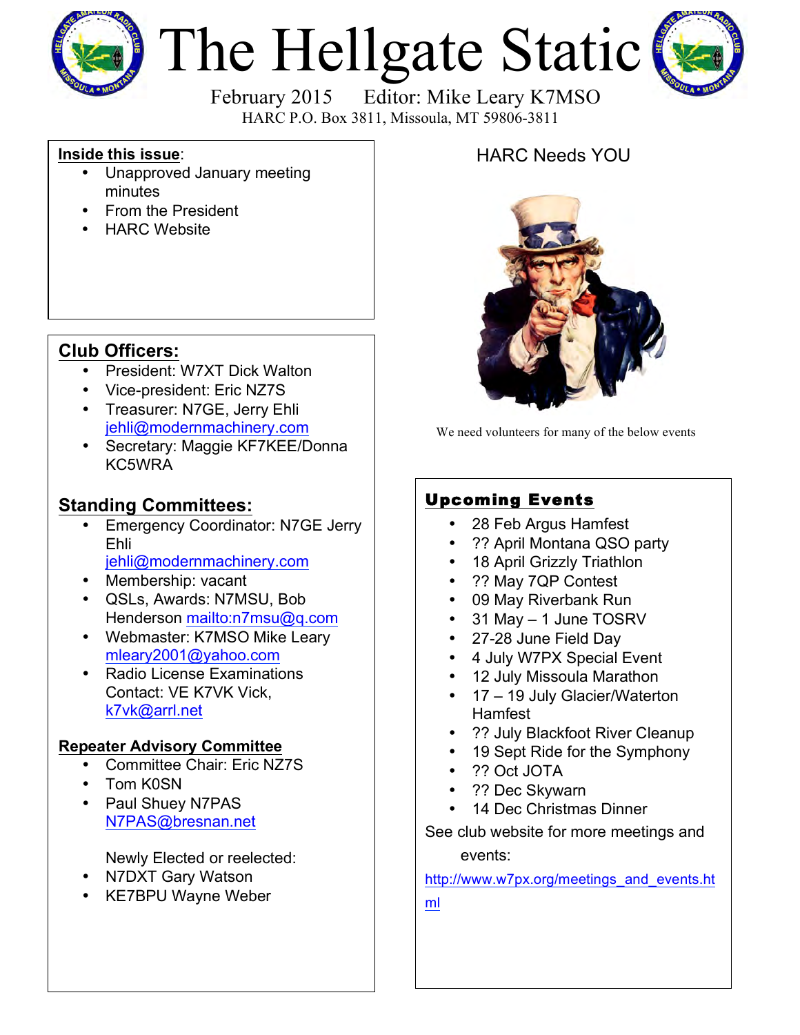# The Hellgate Static

February 2015 Editor: Mike Leary K7MSO

HARC P.O. Box 3811, Missoula, MT 59806-3811

**Inside this issue**:

- Unapproved January meeting minutes
- From the President
- HARC Website

## Club Officers:

- President: W7XT Dick Walton
- Vice-president: Eric NZ7S
- Treasurer: N7GE, Jerry Ehli jehli@modernmachinery.com
- Secretary: Maggie KF7KEE/Donna KC5WRA

## Standing Committees:

- Emergency Coordinator: N7GE Jerry Ehli jehli@modernmachinery.com
- Membership: vacant
- QSLs, Awards: N7MSU, Bob Henderson mailto:n7msu@q.com
- Webmaster: K7MSO Mike Leary mleary2001@yahoo.com
- Radio License Examinations Contact: VE K7VK Vick, k7vk@arrl.net

### Repeater Advisory Committee

- Committee Chair: Eric NZ7S
- Tom K0SN
- Paul Shuey N7PAS N7PAS@bresnan.net

Newly Elected or reelected:

- N7DXT Gary Watson
- KE7BPU Wayne Weber

HARC Needs YOU

We need volunteers for many of the below events

## Upcoming Events

- 28 Feb Argus Hamfest
- ?? April Montana QSO party
- 18 April Grizzly Triathlon
- ?? May 7QP Contest
- 09 May Riverbank Run
- 31 May – 1 June TOSRV
- 27-28 June Field Day
- 4 July W7PX Special Event
- 12 July Missoula Marathon
- 17 – 19 July Glacier/Waterton Hamfest
- ?? July Blackfoot River Cleanup
- 19 Sept Ride for the Symphony
- ?? Oct JOTA
- ?? Dec Skywarn
- 14 Dec Christmas Dinner

See club website for more meetings and events:

http://www.w7px.org/meetings_and_events.html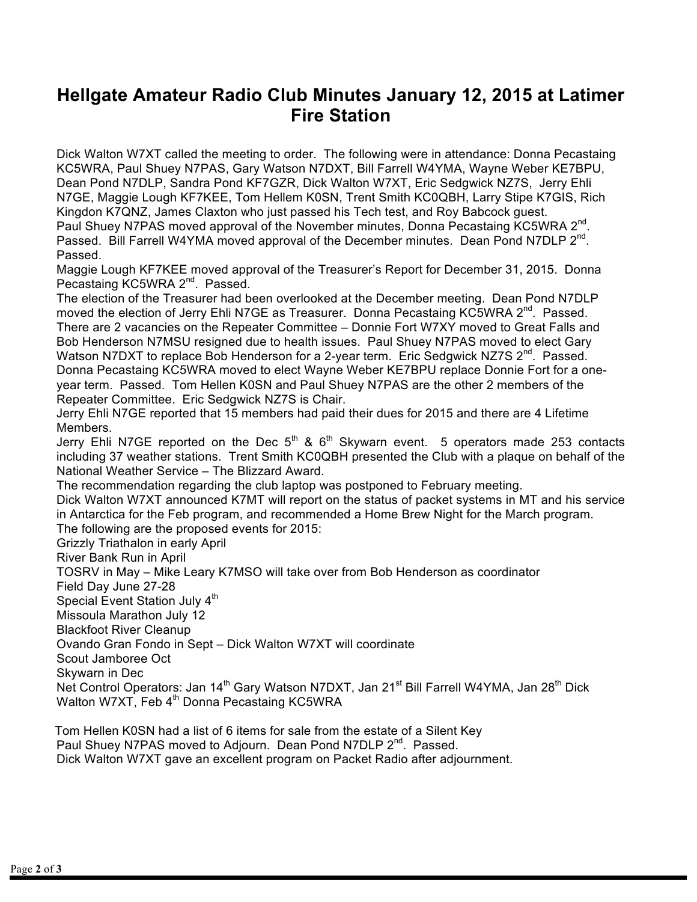# Hellgate Amateur Radio Club Minutes January 12, 2015 at Latimer Fire Station

Dick Walton W7XT called the meeting to order. The following were in attendance: Donna Pecastaing KC5WRA, Paul Shuey N7PAS, Gary Watson N7DXT, Bill Farrell W4YMA, Wayne Weber KE7BPU, Dean Pond N7DLP, Sandra Pond KF7GZR, Dick Walton W7XT, Eric Sedgwick NZ7S, Jerry Ehli N7GE, Maggie Lough KF7KEE, Tom Hellem K0SN, Trent Smith KC0QBH, Larry Stipe K7GIS, Rich Kingdon K7QNZ, James Claxton who just passed his Tech test, and Roy Babcock guest.

Paul Shuey N7PAS moved approval of the November minutes, Donna Pecastaing KC5WRA 2nd. Passed. Bill Farrell W4YMA moved approval of the December minutes. Dean Pond N7DLP 2nd. Passed.

Maggie Lough KF7KEE moved approval of the Treasurer's Report for December 31, 2015. Donna Pecastaing KC5WRA 2nd. Passed.

The election of the Treasurer had been overlooked at the December meeting. Dean Pond N7DLP moved the election of Jerry Ehli N7GE as Treasurer. Donna Pecastaing KC5WRA 2nd. Passed.

There are 2 vacancies on the Repeater Committee – Donnie Fort W7XY moved to Great Falls and Bob Henderson N7MSU resigned due to health issues. Paul Shuey N7PAS moved to elect Gary Watson N7DXT to replace Bob Henderson for a 2-year term. Eric Sedgwick NZ7S 2nd. Passed. Donna Pecastaing KC5WRA moved to elect Wayne Weber KE7BPU replace Donnie Fort for a one-year term. Passed. Tom Hellen K0SN and Paul Shuey N7PAS are the other 2 members of the Repeater Committee. Eric Sedgwick NZ7S is Chair.

Jerry Ehli N7GE reported that 15 members had paid their dues for 2015 and there are 4 Lifetime Members.

Jerry Ehli N7GE reported on the Dec 5th & 6th Skywarn event. 5 operators made 253 contacts including 37 weather stations. Trent Smith KC0QBH presented the Club with a plaque on behalf of the National Weather Service – The Blizzard Award.

The recommendation regarding the club laptop was postponed to February meeting.

Dick Walton W7XT announced K7MT will report on the status of packet systems in MT and his service in Antarctica for the Feb program, and recommended a Home Brew Night for the March program.

The following are the proposed events for 2015:

Grizzly Triathalon in early April
River Bank Run in April
TOSRV in May – Mike Leary K7MSO will take over from Bob Henderson as coordinator
Field Day June 27-28
Special Event Station July 4th
Missoula Marathon July 12
Blackfoot River Cleanup
Ovando Gran Fondo in Sept – Dick Walton W7XT will coordinate
Scout Jamboree Oct
Skywarn in Dec

Net Control Operators: Jan 14th Gary Watson N7DXT, Jan 21st Bill Farrell W4YMA, Jan 28th Dick Walton W7XT, Feb 4th Donna Pecastaing KC5WRA

Tom Hellen K0SN had a list of 6 items for sale from the estate of a Silent Key

Paul Shuey N7PAS moved to Adjourn. Dean Pond N7DLP 2nd. Passed.

Dick Walton W7XT gave an excellent program on Packet Radio after adjournment.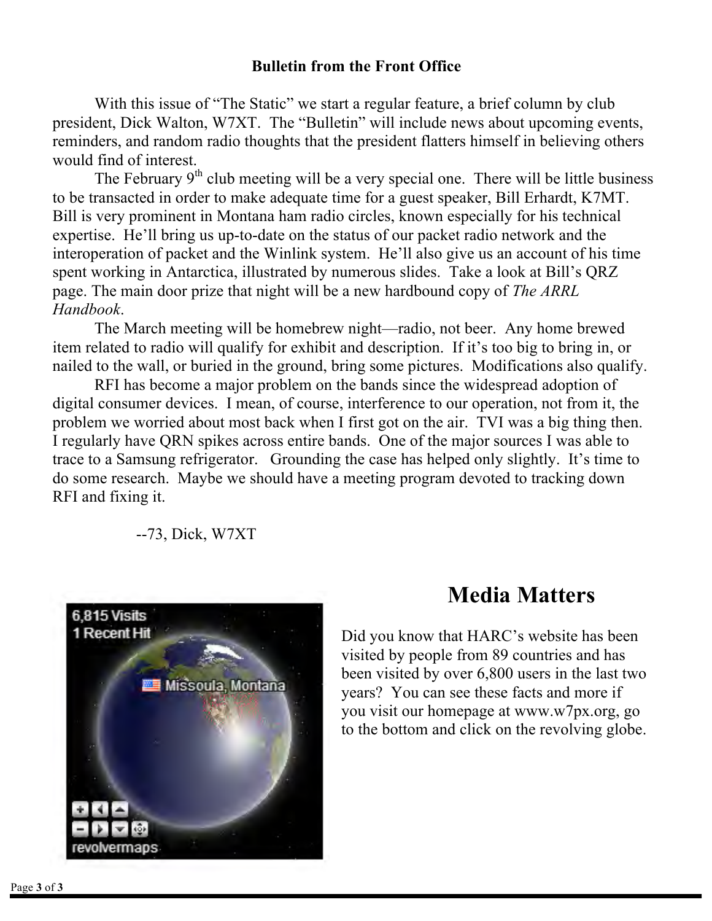**Bulletin from the Front Office**

With this issue of "The Static" we start a regular feature, a brief column by club president, Dick Walton, W7XT. The "Bulletin" will include news about upcoming events, reminders, and random radio thoughts that the president flatters himself in believing others would find of interest.

The February 9th club meeting will be a very special one. There will be little business to be transacted in order to make adequate time for a guest speaker, Bill Erhardt, K7MT. Bill is very prominent in Montana ham radio circles, known especially for his technical expertise. He'll bring us up-to-date on the status of our packet radio network and the interoperation of packet and the Winlink system. He'll also give us an account of his time spent working in Antarctica, illustrated by numerous slides. Take a look at Bill's QRZ page. The main door prize that night will be a new hardbound copy of *The ARRL Handbook*.

The March meeting will be homebrew night—radio, not beer. Any home brewed item related to radio will qualify for exhibit and description. If it's too big to bring in, or nailed to the wall, or buried in the ground, bring some pictures. Modifications also qualify.

RFI has become a major problem on the bands since the widespread adoption of digital consumer devices. I mean, of course, interference to our operation, not from it, the problem we worried about most back when I first got on the air. TVI was a big thing then. I regularly have QRN spikes across entire bands. One of the major sources I was able to trace to a Samsung refrigerator. Grounding the case has helped only slightly. It's time to do some research. Maybe we should have a meeting program devoted to tracking down RFI and fixing it.

--73, Dick, W7XT

6,815 Visits
1 Recent Hit
Missoula, Montana
revolvermaps

# Media Matters

Did you know that HARC's website has been visited by people from 89 countries and has been visited by over 6,800 users in the last two years? You can see these facts and more if you visit our homepage at www.w7px.org, go to the bottom and click on the revolving globe.